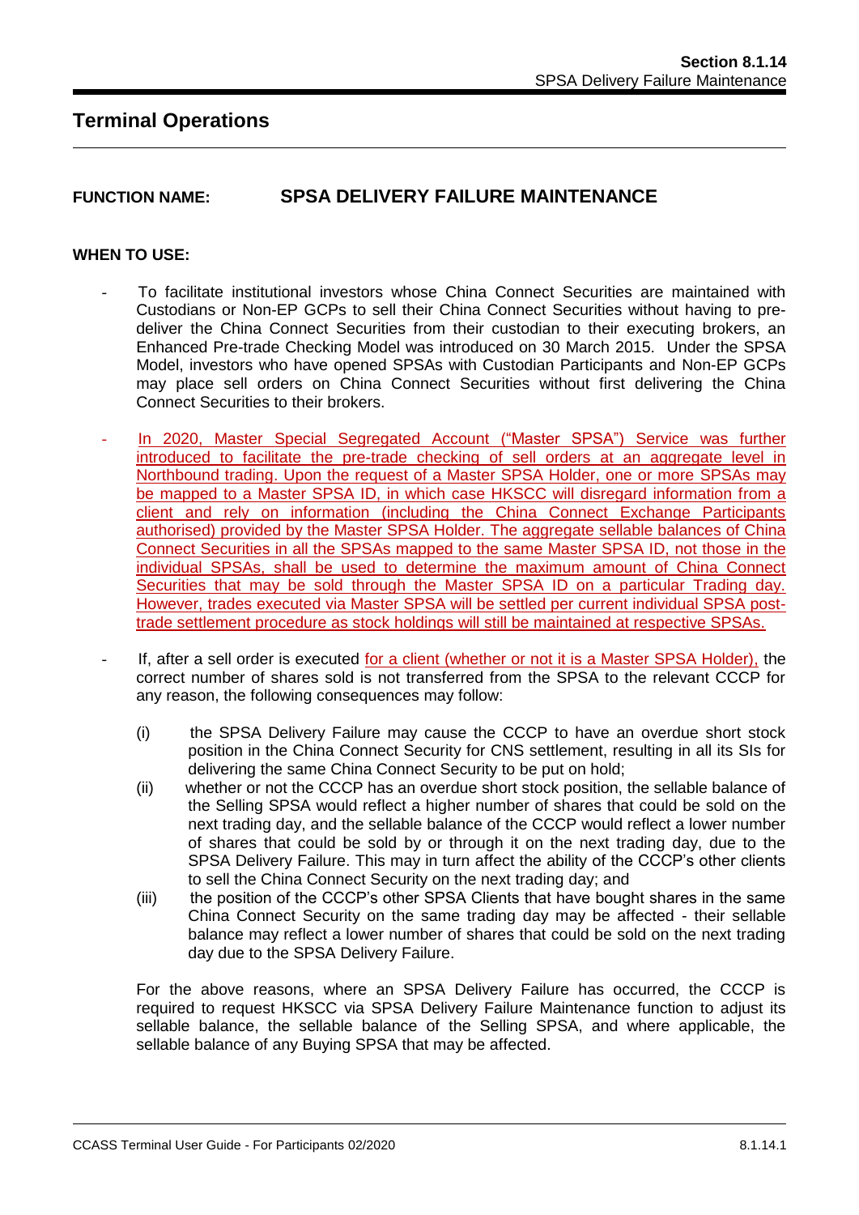## Terminal Operations

**FUNCTION NAME:** **SPSA DELIVERY FAILURE MAINTENANCE**

**WHEN TO USE:**

- To facilitate institutional investors whose China Connect Securities are maintained with Custodians or Non-EP GCPs to sell their China Connect Securities without having to pre-deliver the China Connect Securities from their custodian to their executing brokers, an Enhanced Pre-trade Checking Model was introduced on 30 March 2015. Under the SPSA Model, investors who have opened SPSAs with Custodian Participants and Non-EP GCPs may place sell orders on China Connect Securities without first delivering the China Connect Securities to their brokers.

- In 2020, Master Special Segregated Account ("Master SPSA") Service was further introduced to facilitate the pre-trade checking of sell orders at an aggregate level in Northbound trading. Upon the request of a Master SPSA Holder, one or more SPSAs may be mapped to a Master SPSA ID, in which case HKSCC will disregard information from a client and rely on information (including the China Connect Exchange Participants authorised) provided by the Master SPSA Holder. The aggregate sellable balances of China Connect Securities in all the SPSAs mapped to the same Master SPSA ID, not those in the individual SPSAs, shall be used to determine the maximum amount of China Connect Securities that may be sold through the Master SPSA ID on a particular Trading day. However, trades executed via Master SPSA will be settled per current individual SPSA post-trade settlement procedure as stock holdings will still be maintained at respective SPSAs.

- If, after a sell order is executed for a client (whether or not it is a Master SPSA Holder), the correct number of shares sold is not transferred from the SPSA to the relevant CCCP for any reason, the following consequences may follow:

  (i) the SPSA Delivery Failure may cause the CCCP to have an overdue short stock position in the China Connect Security for CNS settlement, resulting in all its SIs for delivering the same China Connect Security to be put on hold;

  (ii) whether or not the CCCP has an overdue short stock position, the sellable balance of the Selling SPSA would reflect a higher number of shares that could be sold on the next trading day, and the sellable balance of the CCCP would reflect a lower number of shares that could be sold by or through it on the next trading day, due to the SPSA Delivery Failure. This may in turn affect the ability of the CCCP's other clients to sell the China Connect Security on the next trading day; and

  (iii) the position of the CCCP's other SPSA Clients that have bought shares in the same China Connect Security on the same trading day may be affected - their sellable balance may reflect a lower number of shares that could be sold on the next trading day due to the SPSA Delivery Failure.

  For the above reasons, where an SPSA Delivery Failure has occurred, the CCCP is required to request HKSCC via SPSA Delivery Failure Maintenance function to adjust its sellable balance, the sellable balance of the Selling SPSA, and where applicable, the sellable balance of any Buying SPSA that may be affected.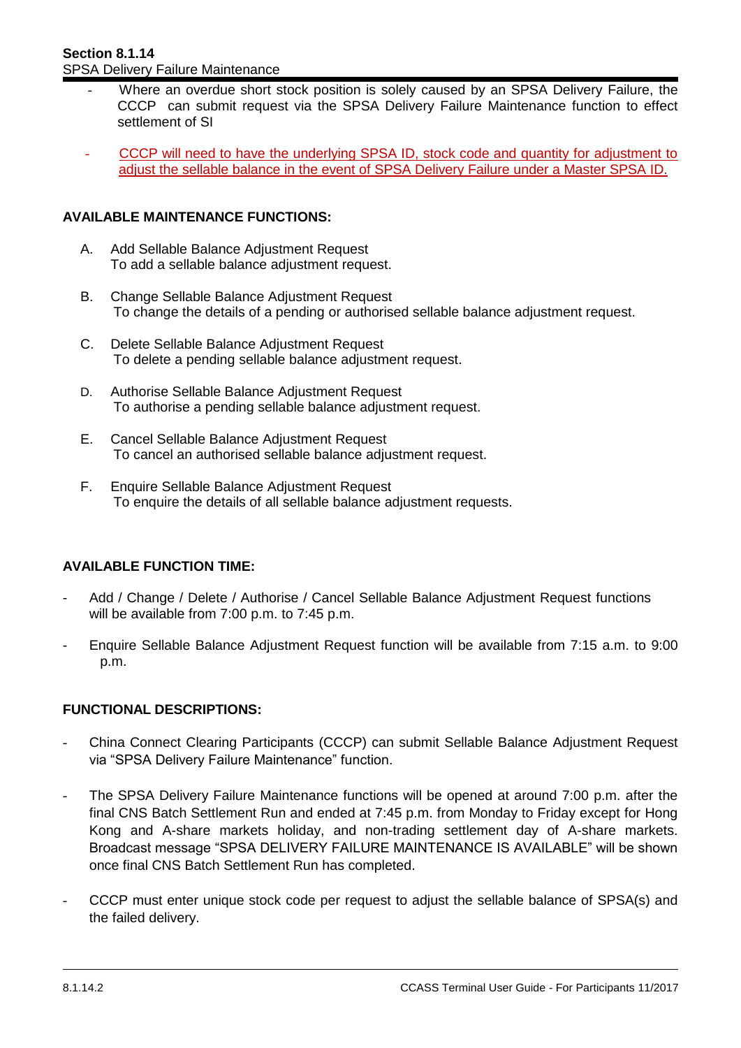- Where an overdue short stock position is solely caused by an SPSA Delivery Failure, the CCCP can submit request via the SPSA Delivery Failure Maintenance function to effect settlement of SI

- CCCP will need to have the underlying SPSA ID, stock code and quantity for adjustment to adjust the sellable balance in the event of SPSA Delivery Failure under a Master SPSA ID.

**AVAILABLE MAINTENANCE FUNCTIONS:**

A. Add Sellable Balance Adjustment Request
   To add a sellable balance adjustment request.

B. Change Sellable Balance Adjustment Request
   To change the details of a pending or authorised sellable balance adjustment request.

C. Delete Sellable Balance Adjustment Request
   To delete a pending sellable balance adjustment request.

D. Authorise Sellable Balance Adjustment Request
   To authorise a pending sellable balance adjustment request.

E. Cancel Sellable Balance Adjustment Request
   To cancel an authorised sellable balance adjustment request.

F. Enquire Sellable Balance Adjustment Request
   To enquire the details of all sellable balance adjustment requests.

**AVAILABLE FUNCTION TIME:**

- Add / Change / Delete / Authorise / Cancel Sellable Balance Adjustment Request functions will be available from 7:00 p.m. to 7:45 p.m.

- Enquire Sellable Balance Adjustment Request function will be available from 7:15 a.m. to 9:00 p.m.

**FUNCTIONAL DESCRIPTIONS:**

- China Connect Clearing Participants (CCCP) can submit Sellable Balance Adjustment Request via "SPSA Delivery Failure Maintenance" function.

- The SPSA Delivery Failure Maintenance functions will be opened at around 7:00 p.m. after the final CNS Batch Settlement Run and ended at 7:45 p.m. from Monday to Friday except for Hong Kong and A-share markets holiday, and non-trading settlement day of A-share markets. Broadcast message "SPSA DELIVERY FAILURE MAINTENANCE IS AVAILABLE" will be shown once final CNS Batch Settlement Run has completed.

- CCCP must enter unique stock code per request to adjust the sellable balance of SPSA(s) and the failed delivery.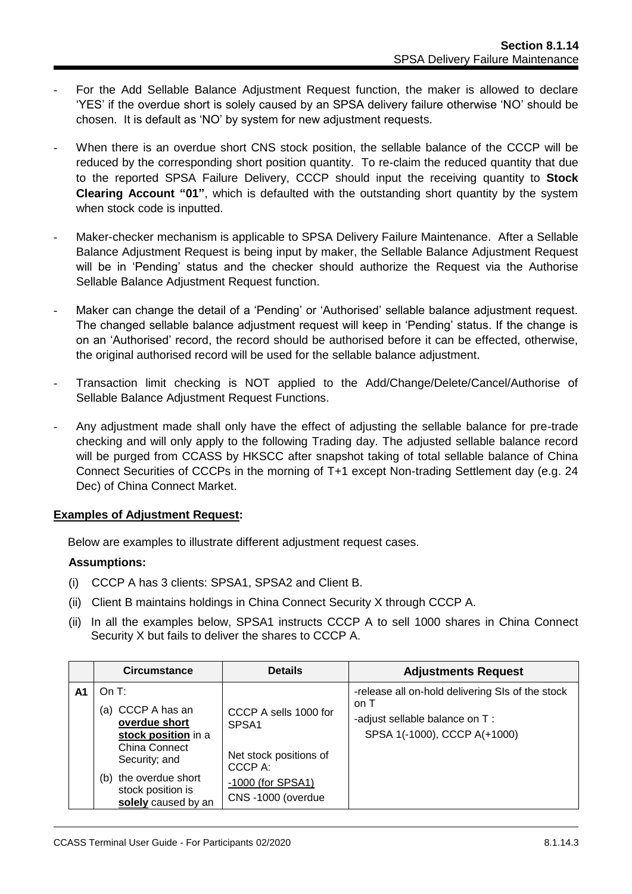- For the Add Sellable Balance Adjustment Request function, the maker is allowed to declare 'YES' if the overdue short is solely caused by an SPSA delivery failure otherwise 'NO' should be chosen. It is default as 'NO' by system for new adjustment requests.

- When there is an overdue short CNS stock position, the sellable balance of the CCCP will be reduced by the corresponding short position quantity. To re-claim the reduced quantity that due to the reported SPSA Failure Delivery, CCCP should input the receiving quantity to **Stock Clearing Account "01"**, which is defaulted with the outstanding short quantity by the system when stock code is inputted.

- Maker-checker mechanism is applicable to SPSA Delivery Failure Maintenance. After a Sellable Balance Adjustment Request is being input by maker, the Sellable Balance Adjustment Request will be in 'Pending' status and the checker should authorize the Request via the Authorise Sellable Balance Adjustment Request function.

- Maker can change the detail of a 'Pending' or 'Authorised' sellable balance adjustment request. The changed sellable balance adjustment request will keep in 'Pending' status. If the change is on an 'Authorised' record, the record should be authorised before it can be effected, otherwise, the original authorised record will be used for the sellable balance adjustment.

- Transaction limit checking is NOT applied to the Add/Change/Delete/Cancel/Authorise of Sellable Balance Adjustment Request Functions.

- Any adjustment made shall only have the effect of adjusting the sellable balance for pre-trade checking and will only apply to the following Trading day. The adjusted sellable balance record will be purged from CCASS by HKSCC after snapshot taking of total sellable balance of China Connect Securities of CCCPs in the morning of T+1 except Non-trading Settlement day (e.g. 24 Dec) of China Connect Market.

**Examples of Adjustment Request:**

Below are examples to illustrate different adjustment request cases.

**Assumptions:**

(i) CCCP A has 3 clients: SPSA1, SPSA2 and Client B.

(ii) Client B maintains holdings in China Connect Security X through CCCP A.

(ii) In all the examples below, SPSA1 instructs CCCP A to sell 1000 shares in China Connect Security X but fails to deliver the shares to CCCP A.

| | Circumstance | Details | Adjustments Request |
|---|---|---|---|
| **A1** | On T:<br>(a) CCCP A has an **overdue short stock position** in a China Connect Security; and<br>(b) the overdue short stock position is **solely** caused by an | CCCP A sells 1000 for SPSA1<br><br>Net stock positions of CCCP A:<br>-1000 (for SPSA1)<br>CNS -1000 (overdue | -release all on-hold delivering SIs of the stock on T<br>-adjust sellable balance on T :<br>SPSA 1(-1000), CCCP A(+1000) |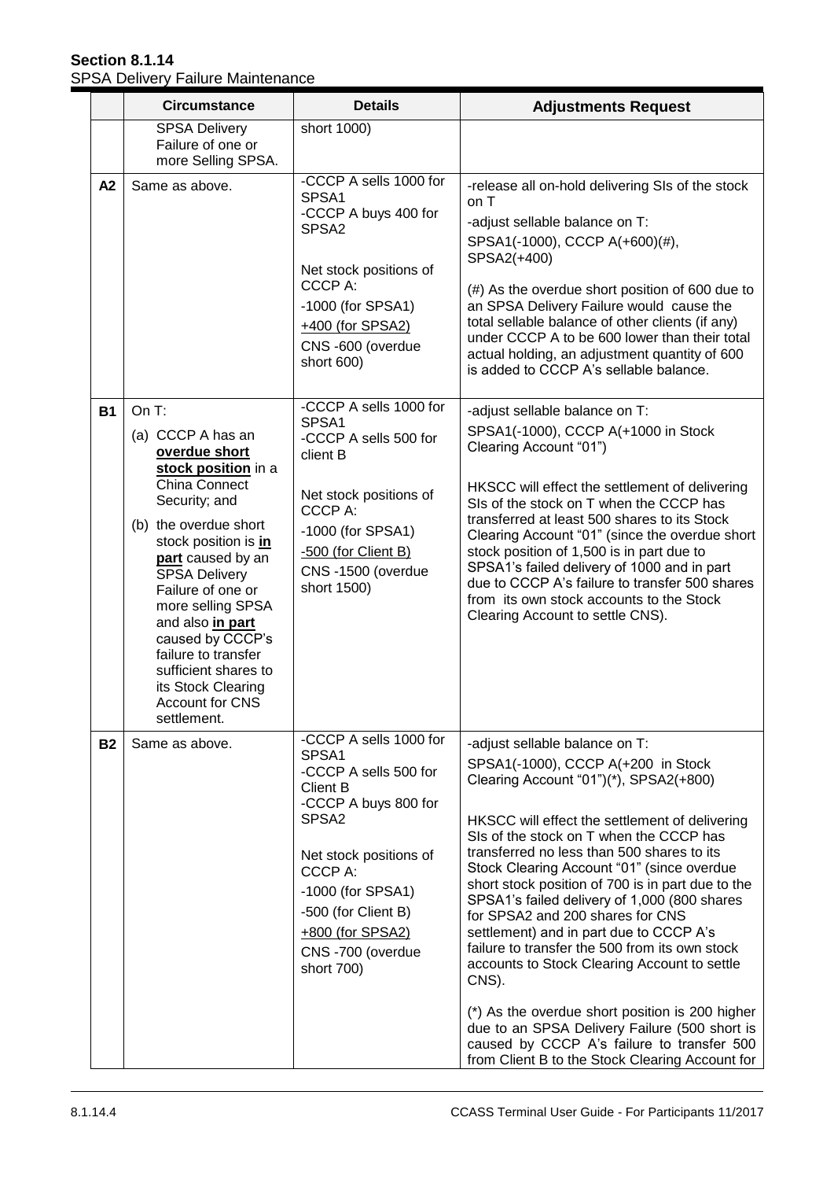**Section 8.1.14**
SPSA Delivery Failure Maintenance

| | Circumstance | Details | Adjustments Request |
|---|---|---|---|
| | SPSA Delivery Failure of one or more Selling SPSA. | short 1000) | |
| **A2** | Same as above. | -CCCP A sells 1000 for SPSA1<br>-CCCP A buys 400 for SPSA2<br><br>Net stock positions of CCCP A:<br>-1000 (for SPSA1)<br>+400 (for SPSA2)<br>CNS -600 (overdue short 600) | -release all on-hold delivering SIs of the stock on T<br>-adjust sellable balance on T:<br>SPSA1(-1000), CCCP A(+600)(#), SPSA2(+400)<br><br>(#) As the overdue short position of 600 due to an SPSA Delivery Failure would cause the total sellable balance of other clients (if any) under CCCP A to be 600 lower than their total actual holding, an adjustment quantity of 600 is added to CCCP A's sellable balance. |
| **B1** | On T:<br>(a) CCCP A has an **overdue short stock position** in a China Connect Security; and<br>(b) the overdue short stock position is **in part** caused by an SPSA Delivery Failure of one or more selling SPSA and also **in part** caused by CCCP's failure to transfer sufficient shares to its Stock Clearing Account for CNS settlement. | -CCCP A sells 1000 for SPSA1<br>-CCCP A sells 500 for client B<br><br>Net stock positions of CCCP A:<br>-1000 (for SPSA1)<br>-500 (for Client B)<br>CNS -1500 (overdue short 1500) | -adjust sellable balance on T:<br>SPSA1(-1000), CCCP A(+1000 in Stock Clearing Account "01")<br><br>HKSCC will effect the settlement of delivering SIs of the stock on T when the CCCP has transferred at least 500 shares to its Stock Clearing Account "01" (since the overdue short stock position of 1,500 is in part due to SPSA1's failed delivery of 1000 and in part due to CCCP A's failure to transfer 500 shares from its own stock accounts to the Stock Clearing Account to settle CNS). |
| **B2** | Same as above. | -CCCP A sells 1000 for SPSA1<br>-CCCP A sells 500 for Client B<br>-CCCP A buys 800 for SPSA2<br><br>Net stock positions of CCCP A:<br>-1000 (for SPSA1)<br>-500 (for Client B)<br>+800 (for SPSA2)<br>CNS -700 (overdue short 700) | -adjust sellable balance on T:<br>SPSA1(-1000), CCCP A(+200 in Stock Clearing Account "01")(*), SPSA2(+800)<br><br>HKSCC will effect the settlement of delivering SIs of the stock on T when the CCCP has transferred no less than 500 shares to its Stock Clearing Account "01" (since overdue short stock position of 700 is in part due to the SPSA1's failed delivery of 1,000 (800 shares for SPSA2 and 200 shares for CNS settlement) and in part due to CCCP A's failure to transfer the 500 from its own stock accounts to Stock Clearing Account to settle CNS).<br><br>(*) As the overdue short position is 200 higher due to an SPSA Delivery Failure (500 short is caused by CCCP A's failure to transfer 500 from Client B to the Stock Clearing Account for |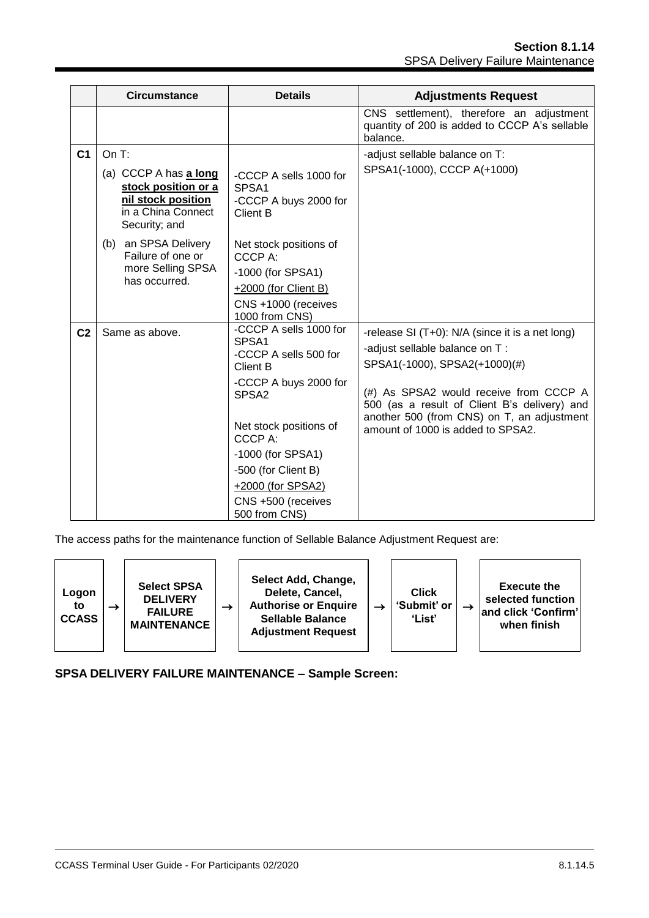| | Circumstance | Details | Adjustments Request |
|---|---|---|---|
| | | | CNS settlement), therefore an adjustment quantity of 200 is added to CCCP A's sellable balance. |
| **C1** | On T:<br>(a) CCCP A has **a long stock position or a nil stock position** in a China Connect Security; and<br>(b) an SPSA Delivery Failure of one or more Selling SPSA has occurred. | -CCCP A sells 1000 for SPSA1<br>-CCCP A buys 2000 for Client B<br><br>Net stock positions of CCCP A:<br>-1000 (for SPSA1)<br>+2000 (for Client B)<br>CNS +1000 (receives 1000 from CNS) | -adjust sellable balance on T:<br>SPSA1(-1000), CCCP A(+1000) |
| **C2** | Same as above. | -CCCP A sells 1000 for SPSA1<br>-CCCP A sells 500 for Client B<br>-CCCP A buys 2000 for SPSA2<br><br>Net stock positions of CCCP A:<br>-1000 (for SPSA1)<br>-500 (for Client B)<br>+2000 (for SPSA2)<br>CNS +500 (receives 500 from CNS) | -release SI (T+0): N/A (since it is a net long)<br>-adjust sellable balance on T :<br>SPSA1(-1000), SPSA2(+1000)(#)<br><br>(#) As SPSA2 would receive from CCCP A 500 (as a result of Client B's delivery) and another 500 (from CNS) on T, an adjustment amount of 1000 is added to SPSA2. |

The access paths for the maintenance function of Sellable Balance Adjustment Request are:

**Logon to CCASS** → **Select SPSA DELIVERY FAILURE MAINTENANCE** → **Select Add, Change, Delete, Cancel, Authorise or Enquire Sellable Balance Adjustment Request** → **Click 'Submit' or 'List'** → **Execute the selected function and click 'Confirm' when finish**

**SPSA DELIVERY FAILURE MAINTENANCE – Sample Screen:**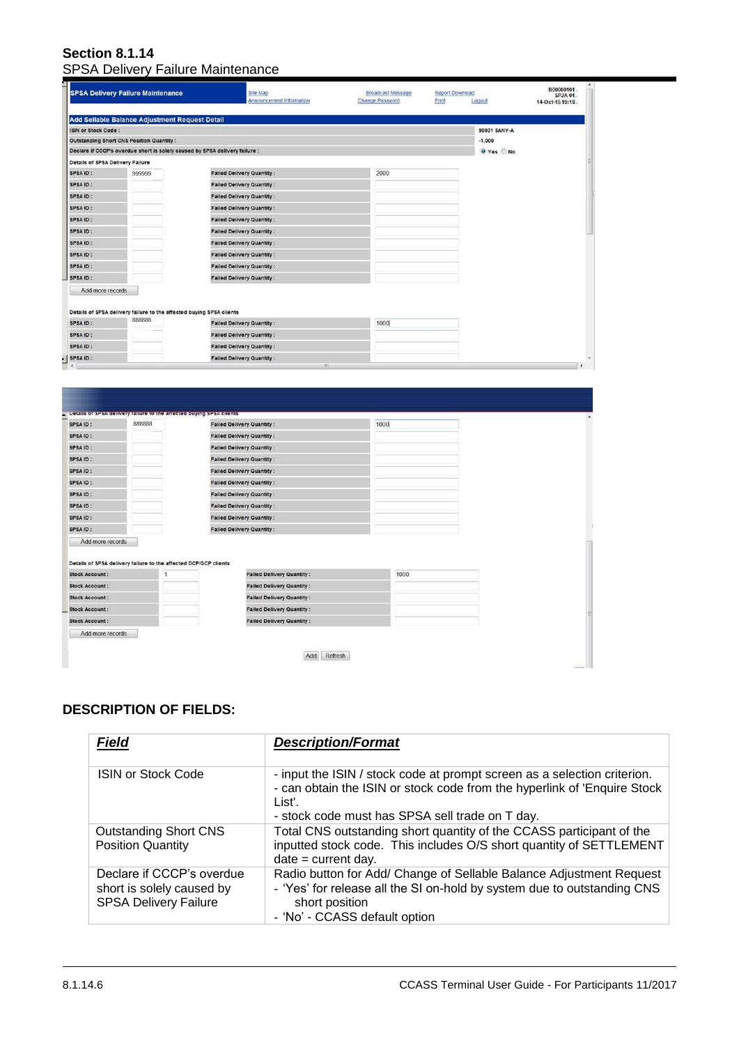**Section 8.1.14**
SPSA Delivery Failure Maintenance

### DESCRIPTION OF FIELDS:

| ***Field*** | ***Description/Format*** |
|---|---|
| ISIN or Stock Code | - input the ISIN / stock code at prompt screen as a selection criterion.<br>- can obtain the ISIN or stock code from the hyperlink of 'Enquire Stock List'.<br>- stock code must has SPSA sell trade on T day. |
| Outstanding Short CNS Position Quantity | Total CNS outstanding short quantity of the CCASS participant of the inputted stock code. This includes O/S short quantity of SETTLEMENT date = current day. |
| Declare if CCCP's overdue short is solely caused by SPSA Delivery Failure | Radio button for Add/ Change of Sellable Balance Adjustment Request<br>- 'Yes' for release all the SI on-hold by system due to outstanding CNS short position<br>- 'No' - CCASS default option |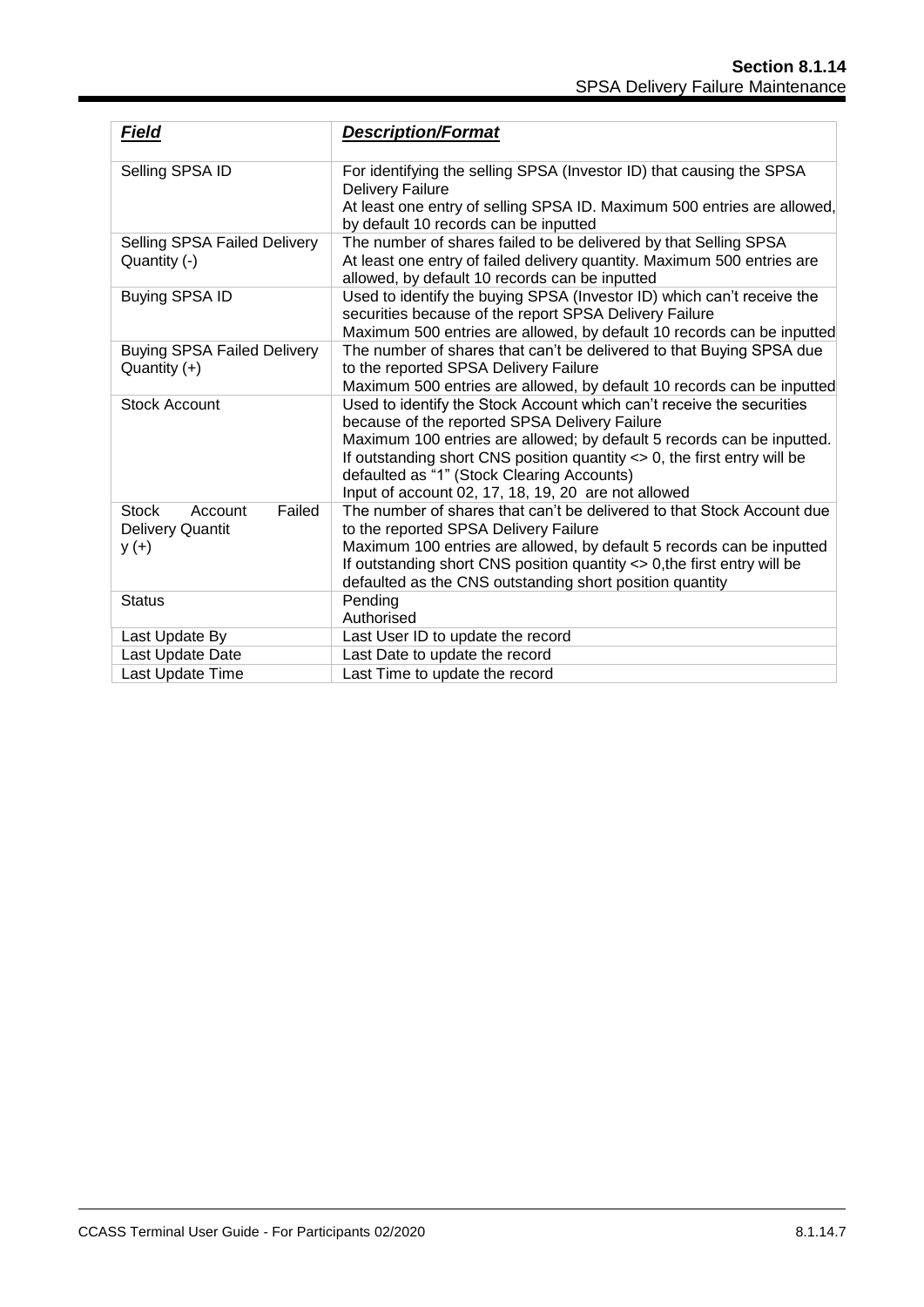| ***Field*** | ***Description/Format*** |
|---|---|
| Selling SPSA ID | For identifying the selling SPSA (Investor ID) that causing the SPSA Delivery Failure<br>At least one entry of selling SPSA ID. Maximum 500 entries are allowed, by default 10 records can be inputted |
| Selling SPSA Failed Delivery Quantity (-) | The number of shares failed to be delivered by that Selling SPSA<br>At least one entry of failed delivery quantity. Maximum 500 entries are allowed, by default 10 records can be inputted |
| Buying SPSA ID | Used to identify the buying SPSA (Investor ID) which can't receive the securities because of the report SPSA Delivery Failure<br>Maximum 500 entries are allowed, by default 10 records can be inputted |
| Buying SPSA Failed Delivery Quantity (+) | The number of shares that can't be delivered to that Buying SPSA due to the reported SPSA Delivery Failure<br>Maximum 500 entries are allowed, by default 10 records can be inputted |
| Stock Account | Used to identify the Stock Account which can't receive the securities because of the reported SPSA Delivery Failure<br>Maximum 100 entries are allowed; by default 5 records can be inputted.<br>If outstanding short CNS position quantity <> 0, the first entry will be defaulted as "1" (Stock Clearing Accounts)<br>Input of account 02, 17, 18, 19, 20 are not allowed |
| Stock Account Failed Delivery Quantity (+) | The number of shares that can't be delivered to that Stock Account due to the reported SPSA Delivery Failure<br>Maximum 100 entries are allowed, by default 5 records can be inputted<br>If outstanding short CNS position quantity <> 0,the first entry will be defaulted as the CNS outstanding short position quantity |
| Status | Pending<br>Authorised |
| Last Update By | Last User ID to update the record |
| Last Update Date | Last Date to update the record |
| Last Update Time | Last Time to update the record |